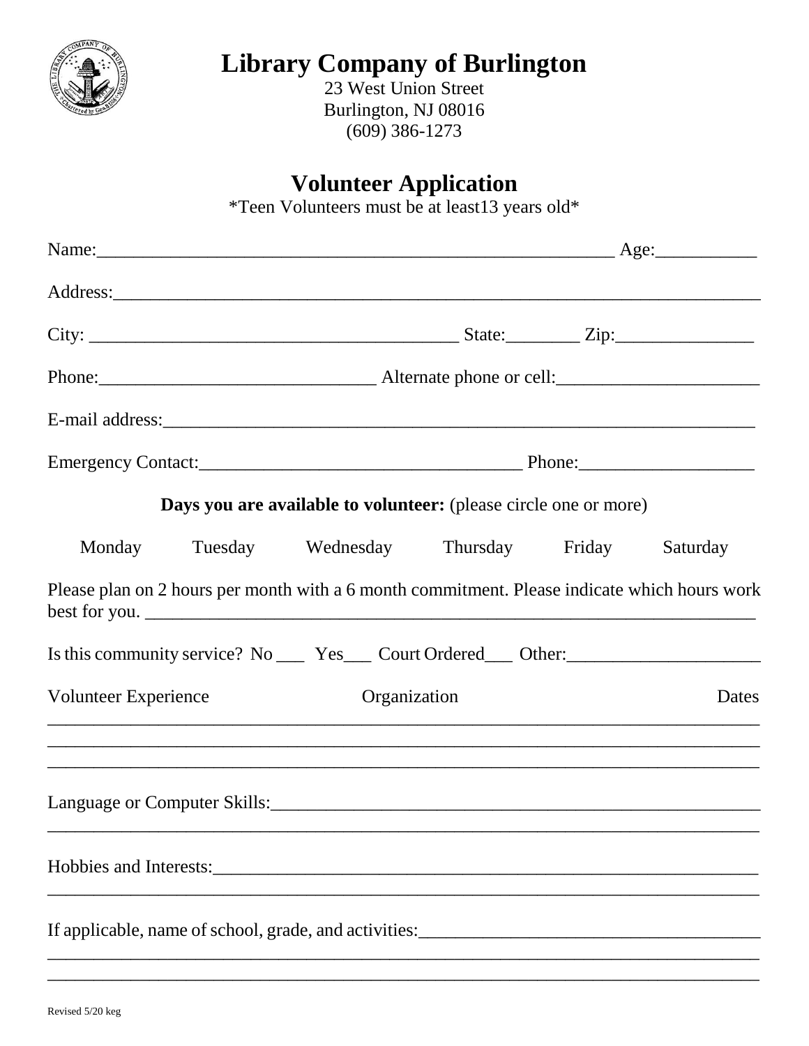# Library Company of Burlington

23 West Union Street
Burlington, NJ 08016
(609) 386-1273

## Volunteer Application

*Teen Volunteers must be at least13 years old*

Name:_________________________________________________________ Age:___________

Address:______________________________________________________________________

City: ________________________________________ State:________ Zip:_______________

Phone:______________________________ Alternate phone or cell:_____________________

E-mail address:________________________________________________________________

Emergency Contact:___________________________________ Phone:___________________

**Days you are available to volunteer:** (please circle one or more)

Monday    Tuesday    Wednesday    Thursday    Friday    Saturday

Please plan on 2 hours per month with a 6 month commitment. Please indicate which hours work best for you. ____________________________________________________________________

Is this community service? No ___ Yes___ Court Ordered___ Other:_____________________

Volunteer Experience    Organization    Dates

______________________________________________________________________________

______________________________________________________________________________

______________________________________________________________________________

Language or Computer Skills:_____________________________________________________

______________________________________________________________________________

Hobbies and Interests:__________________________________________________________

______________________________________________________________________________

If applicable, name of school, grade, and activities:_____________________________________

______________________________________________________________________________

______________________________________________________________________________

Revised 5/20 keg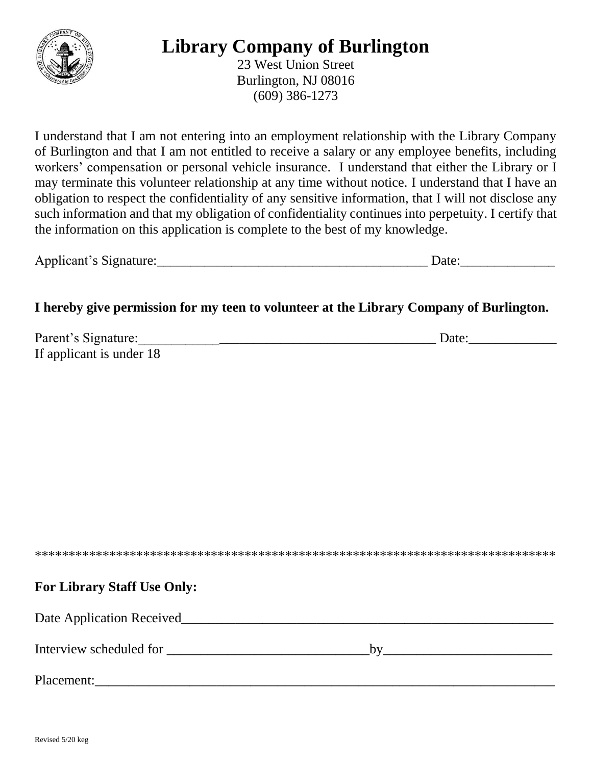# Library Company of Burlington

23 West Union Street
Burlington, NJ 08016
(609) 386-1273

I understand that I am not entering into an employment relationship with the Library Company of Burlington and that I am not entitled to receive a salary or any employee benefits, including workers' compensation or personal vehicle insurance. I understand that either the Library or I may terminate this volunteer relationship at any time without notice. I understand that I have an obligation to respect the confidentiality of any sensitive information, that I will not disclose any such information and that my obligation of confidentiality continues into perpetuity. I certify that the information on this application is complete to the best of my knowledge.

Applicant's Signature:_________________________________________ Date:______________

**I hereby give permission for my teen to volunteer at the Library Company of Burlington.**

Parent's Signature:____________________________________________ Date:_____________
If applicant is under 18

******************************************************************************

**For Library Staff Use Only:**

Date Application Received_________________________________________________________

Interview scheduled for ______________________________by_________________________

Placement:_______________________________________________________________________

Revised 5/20 keg